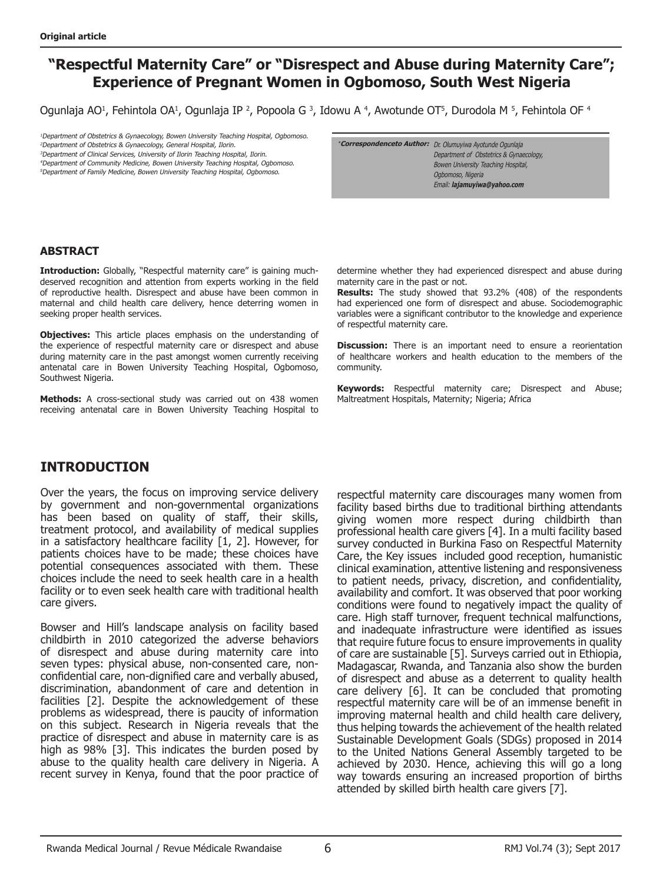**Original article**

# "Respectful Maternity Care" or "Disrespect and Abuse during Maternity Care"; Experience of Pregnant Women in Ogbomoso, South West Nigeria

Ogunlaja AO[1], Fehintola OA[1], Ogunlaja IP [2], Popoola G [3], Idowu A [4], Awotunde OT[5], Durodola M [5], Fehintola OF [4]

[1]Department of Obstetrics & Gynaecology, Bowen University Teaching Hospital, Ogbomoso.
[2]Department of Obstetrics & Gynaecology, General Hospital, Ilorin.
[3]Department of Clinical Services, University of Ilorin Teaching Hospital, Ilorin.
[4]Department of Community Medicine, Bowen University Teaching Hospital, Ogbomoso.
[5]Department of Family Medicine, Bowen University Teaching Hospital, Ogbomoso.

*Correspondenceto Author: Dr. Olumuyiwa Ayotunde Ogunlaja
Department of Obstetrics & Gynaecology,
Bowen University Teaching Hospital,
Ogbomoso, Nigeria
Email: lajamuyiwa@yahoo.com

## ABSTRACT

**Introduction:** Globally, "Respectful maternity care" is gaining much-deserved recognition and attention from experts working in the field of reproductive health. Disrespect and abuse have been common in maternal and child health care delivery, hence deterring women in seeking proper health services.

**Objectives:** This article places emphasis on the understanding of the experience of respectful maternity care or disrespect and abuse during maternity care in the past amongst women currently receiving antenatal care in Bowen University Teaching Hospital, Ogbomoso, Southwest Nigeria.

**Methods:** A cross-sectional study was carried out on 438 women receiving antenatal care in Bowen University Teaching Hospital to determine whether they had experienced disrespect and abuse during maternity care in the past or not.

**Results:** The study showed that 93.2% (408) of the respondents had experienced one form of disrespect and abuse. Sociodemographic variables were a significant contributor to the knowledge and experience of respectful maternity care.

**Discussion:** There is an important need to ensure a reorientation of healthcare workers and health education to the members of the community.

**Keywords:** Respectful maternity care; Disrespect and Abuse; Maltreatment Hospitals, Maternity; Nigeria; Africa

## INTRODUCTION

Over the years, the focus on improving service delivery by government and non-governmental organizations has been based on quality of staff, their skills, treatment protocol, and availability of medical supplies in a satisfactory healthcare facility [1, 2]. However, for patients choices have to be made; these choices have potential consequences associated with them. These choices include the need to seek health care in a health facility or to even seek health care with traditional health care givers.

Bowser and Hill's landscape analysis on facility based childbirth in 2010 categorized the adverse behaviors of disrespect and abuse during maternity care into seven types: physical abuse, non-consented care, non-confidential care, non-dignified care and verbally abused, discrimination, abandonment of care and detention in facilities [2]. Despite the acknowledgement of these problems as widespread, there is paucity of information on this subject. Research in Nigeria reveals that the practice of disrespect and abuse in maternity care is as high as 98% [3]. This indicates the burden posed by abuse to the quality health care delivery in Nigeria. A recent survey in Kenya, found that the poor practice of respectful maternity care discourages many women from facility based births due to traditional birthing attendants giving women more respect during childbirth than professional health care givers [4]. In a multi facility based survey conducted in Burkina Faso on Respectful Maternity Care, the Key issues included good reception, humanistic clinical examination, attentive listening and responsiveness to patient needs, privacy, discretion, and confidentiality, availability and comfort. It was observed that poor working conditions were found to negatively impact the quality of care. High staff turnover, frequent technical malfunctions, and inadequate infrastructure were identified as issues that require future focus to ensure improvements in quality of care are sustainable [5]. Surveys carried out in Ethiopia, Madagascar, Rwanda, and Tanzania also show the burden of disrespect and abuse as a deterrent to quality health care delivery [6]. It can be concluded that promoting respectful maternity care will be of an immense benefit in improving maternal health and child health care delivery, thus helping towards the achievement of the health related Sustainable Development Goals (SDGs) proposed in 2014 to the United Nations General Assembly targeted to be achieved by 2030. Hence, achieving this will go a long way towards ensuring an increased proportion of births attended by skilled birth health care givers [7].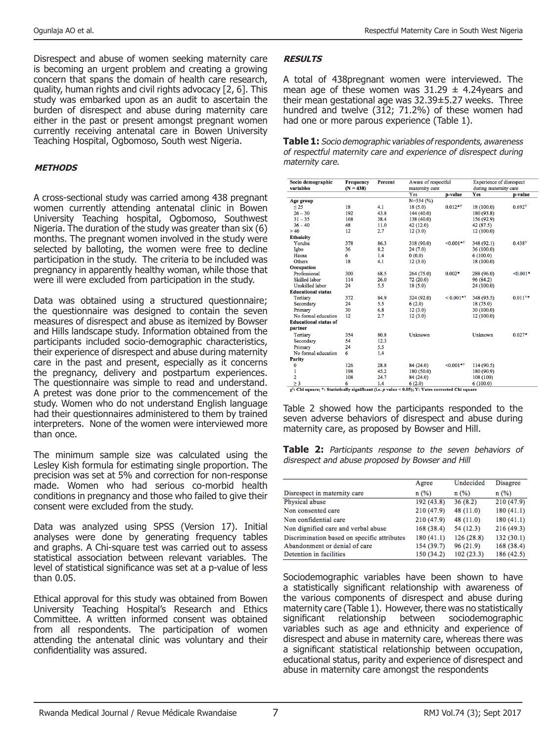Disrespect and abuse of women seeking maternity care is becoming an urgent problem and creating a growing concern that spans the domain of health care research, quality, human rights and civil rights advocacy [2, 6]. This study was embarked upon as an audit to ascertain the burden of disrespect and abuse during maternity care either in the past or present amongst pregnant women currently receiving antenatal care in Bowen University Teaching Hospital, Ogbomoso, South west Nigeria.

## METHODS

A cross-sectional study was carried among 438 pregnant women currently attending antenatal clinic in Bowen University Teaching hospital, Ogbomoso, Southwest Nigeria. The duration of the study was greater than six (6) months. The pregnant women involved in the study were selected by balloting, the women were free to decline participation in the study. The criteria to be included was pregnancy in apparently healthy woman, while those that were ill were excluded from participation in the study.

Data was obtained using a structured questionnaire; the questionnaire was designed to contain the seven measures of disrespect and abuse as itemized by Bowser and Hills landscape study. Information obtained from the participants included socio-demographic characteristics, their experience of disrespect and abuse during maternity care in the past and present, especially as it concerns the pregnancy, delivery and postpartum experiences. The questionnaire was simple to read and understand. A pretest was done prior to the commencement of the study. Women who do not understand English language had their questionnaires administered to them by trained interpreters. None of the women were interviewed more than once.

The minimum sample size was calculated using the Lesley Kish formula for estimating single proportion. The precision was set at 5% and correction for non-response made. Women who had serious co-morbid health conditions in pregnancy and those who failed to give their consent were excluded from the study.

Data was analyzed using SPSS (Version 17). Initial analyses were done by generating frequency tables and graphs. A Chi-square test was carried out to assess statistical association between relevant variables. The level of statistical significance was set at a p-value of less than 0.05.

Ethical approval for this study was obtained from Bowen University Teaching Hospital's Research and Ethics Committee. A written informed consent was obtained from all respondents. The participation of women attending the antenatal clinic was voluntary and their confidentiality was assured.

## RESULTS

A total of 438pregnant women were interviewed. The mean age of these women was 31.29 ± 4.24years and their mean gestational age was 32.39±5.27 weeks. Three hundred and twelve (312; 71.2%) of these women had had one or more parous experience (Table 1).

**Table 1:** *Socio demographic variables of respondents, awareness of respectful maternity care and experience of disrespect during maternity care.*

| Socio demographic variables | Frequency (N = 438) | Percent | Aware of respectful maternity care | | Experience of disrespect during maternity care | |
|---|---|---|---|---|---|---|
| | | | Yes N=354 (%) | p-value | Yes | p-value |
| **Age group** | | | | | | |
| ≤ 25 | 18 | 4.1 | 18 (5.0) | 0.012*[Y] | 18 (100.0) | 0.692[Y] |
| 26 – 30 | 192 | 43.8 | 144 (40.0) | | 180 (93.8) | |
| 31 – 35 | 168 | 38.4 | 138 (40.0) | | 156 (92.9) | |
| 36 – 40 | 48 | 11.0 | 42 (12.0) | | 42 (87.5) | |
| > 40 | 12 | 2.7 | 12 (3.0) | | 12 (100.0) | |
| **Ethnicity** | | | | | | |
| Yoruba | 378 | 86.3 | 318 (90.0) | <0.001*[Y] | 348 (92.1) | 0.438[Y] |
| Igbo | 36 | 8.2 | 24 (7.0) | | 36 (100.0) | |
| Hausa | 6 | 1.4 | 0 (0.0) | | 6 (100.0) | |
| Others | 18 | 4.1 | 12 (3.0) | | 18 (100.0) | |
| **Occupation** | | | | | | |
| Professional | 300 | 68.5 | 264 (75.0) | 0.002* | 288 (96.0) | <0.001* |
| Skilled labor | 114 | 26.0 | 72 (20.0) | | 96 (84.2) | |
| Unskilled labor | 24 | 5.5 | 18 (5.0) | | 24 (100.0) | |
| **Educational status** | | | | | | |
| Tertiary | 372 | 84.9 | 324 (92.0) | < 0.001*[Y] | 348 (93.5) | 0.011[Y]* |
| Secondary | 24 | 5.5 | 6 (2.0) | | 18 (75.0) | |
| Primary | 30 | 6.8 | 12 (3.0) | | 30 (100.0) | |
| No formal education | 12 | 2.7 | 12 (3.0) | | 12 (100.0) | |
| **Educational status of partner** | | | | | | |
| Tertiary | 354 | 80.8 | Unknown | | Unknown | 0.027* |
| Secondary | 54 | 12.3 | | | | |
| Primary | 24 | 5.5 | | | | |
| No formal education | 6 | 1.4 | | | | |
| **Parity** | | | | | | |
| 0 | 126 | 28.8 | 84 (24.0) | <0.001*[Y] | 114 (90.5) | |
| 1 | 198 | 45.2 | 180 (50.0) | | 180 (90.9) | |
| 2 | 108 | 24.7 | 84 (24.0) | | 108 (100) | |
| ≥ 3 | 6 | 1.4 | 6 (2.0) | | 6 (100.0) | |

$\chi^2$: Chi square; \*: Statistically significant (i.e. *p* value < 0.05); Y: Yates corrected Chi square

Table 2 showed how the participants responded to the seven adverse behaviors of disrespect and abuse during maternity care, as proposed by Bowser and Hill.

**Table 2:** *Participants response to the seven behaviors of disrespect and abuse proposed by Bowser and Hill*

| Disrespect in maternity care | Agree n (%) | Undecided n (%) | Disagree n (%) |
|---|---|---|---|
| Physical abuse | 192 (43.8) | 36 (8.2) | 210 (47.9) |
| Non consented care | 210 (47.9) | 48 (11.0) | 180 (41.1) |
| Non confidential care | 210 (47.9) | 48 (11.0) | 180 (41.1) |
| Non dignified care and verbal abuse | 168 (38.4) | 54 (12.3) | 216 (49.3) |
| Discrimination based on specific attributes | 180 (41.1) | 126 (28.8) | 132 (30.1) |
| Abandonment or denial of care | 154 (39.7) | 96 (21.9) | 168 (38.4) |
| Detention in facilities | 150 (34.2) | 102 (23.3) | 186 (42.5) |

Sociodemographic variables have been shown to have a statistically significant relationship with awareness of the various components of disrespect and abuse during maternity care (Table 1). However, there was no statistically significant relationship between sociodemographic variables such as age and ethnicity and experience of disrespect and abuse in maternity care, whereas there was a significant statistical relationship between occupation, educational status, parity and experience of disrespect and abuse in maternity care amongst the respondents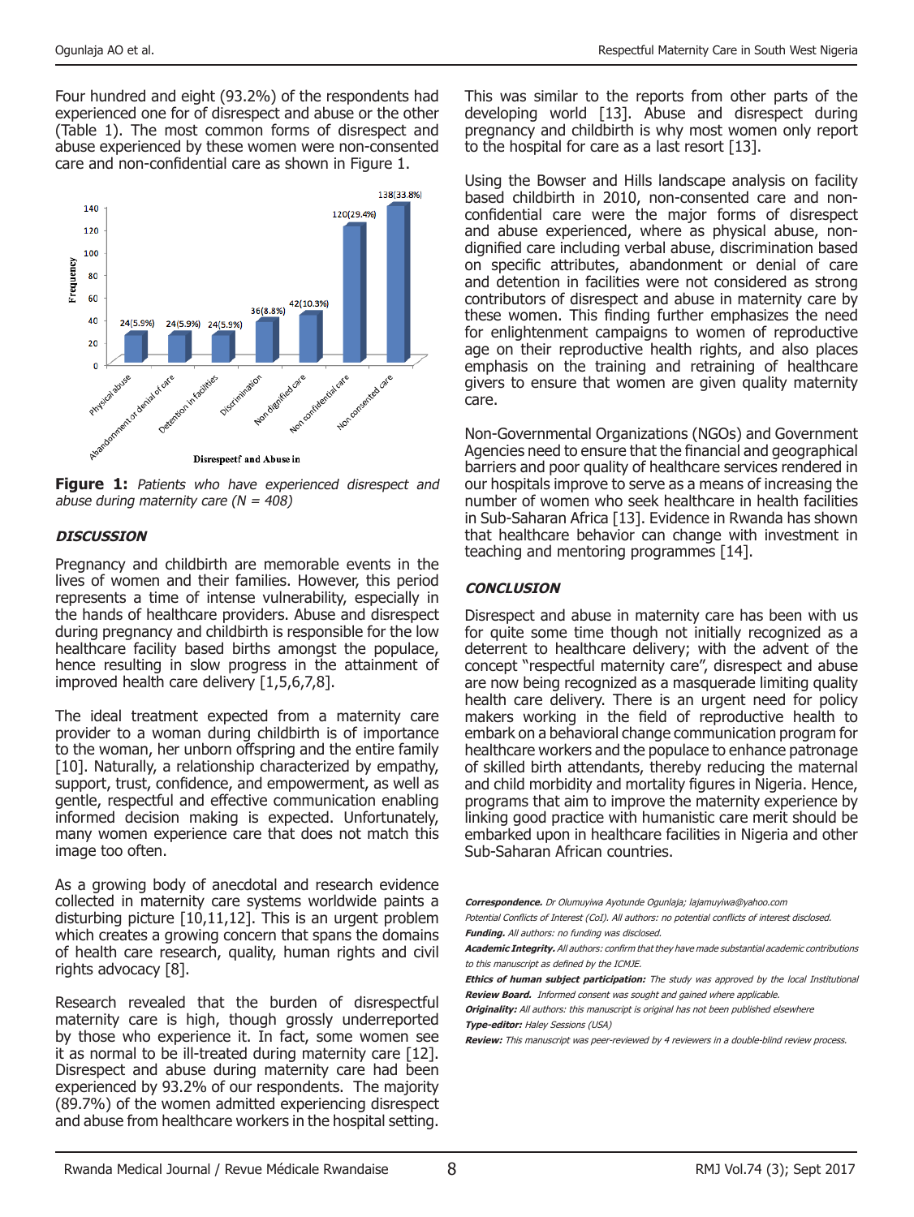Four hundred and eight (93.2%) of the respondents had experienced one for of disrespect and abuse or the other (Table 1). The most common forms of disrespect and abuse experienced by these women were non-consented care and non-confidential care as shown in Figure 1.

**Figure 1:** *Patients who have experienced disrespect and abuse during maternity care (N = 408)*

### DISCUSSION

Pregnancy and childbirth are memorable events in the lives of women and their families. However, this period represents a time of intense vulnerability, especially in the hands of healthcare providers. Abuse and disrespect during pregnancy and childbirth is responsible for the low healthcare facility based births amongst the populace, hence resulting in slow progress in the attainment of improved health care delivery [1,5,6,7,8].

The ideal treatment expected from a maternity care provider to a woman during childbirth is of importance to the woman, her unborn offspring and the entire family [10]. Naturally, a relationship characterized by empathy, support, trust, confidence, and empowerment, as well as gentle, respectful and effective communication enabling informed decision making is expected. Unfortunately, many women experience care that does not match this image too often.

As a growing body of anecdotal and research evidence collected in maternity care systems worldwide paints a disturbing picture [10,11,12]. This is an urgent problem which creates a growing concern that spans the domains of health care research, quality, human rights and civil rights advocacy [8].

Research revealed that the burden of disrespectful maternity care is high, though grossly underreported by those who experience it. In fact, some women see it as normal to be ill-treated during maternity care [12]. Disrespect and abuse during maternity care had been experienced by 93.2% of our respondents. The majority (89.7%) of the women admitted experiencing disrespect and abuse from healthcare workers in the hospital setting. This was similar to the reports from other parts of the developing world [13]. Abuse and disrespect during pregnancy and childbirth is why most women only report to the hospital for care as a last resort [13].

Using the Bowser and Hills landscape analysis on facility based childbirth in 2010, non-consented care and non-confidential care were the major forms of disrespect and abuse experienced, where as physical abuse, non-dignified care including verbal abuse, discrimination based on specific attributes, abandonment or denial of care and detention in facilities were not considered as strong contributors of disrespect and abuse in maternity care by these women. This finding further emphasizes the need for enlightenment campaigns to women of reproductive age on their reproductive health rights, and also places emphasis on the training and retraining of healthcare givers to ensure that women are given quality maternity care.

Non-Governmental Organizations (NGOs) and Government Agencies need to ensure that the financial and geographical barriers and poor quality of healthcare services rendered in our hospitals improve to serve as a means of increasing the number of women who seek healthcare in health facilities in Sub-Saharan Africa [13]. Evidence in Rwanda has shown that healthcare behavior can change with investment in teaching and mentoring programmes [14].

### CONCLUSION

Disrespect and abuse in maternity care has been with us for quite some time though not initially recognized as a deterrent to healthcare delivery; with the advent of the concept "respectful maternity care", disrespect and abuse are now being recognized as a masquerade limiting quality health care delivery. There is an urgent need for policy makers working in the field of reproductive health to embark on a behavioral change communication program for healthcare workers and the populace to enhance patronage of skilled birth attendants, thereby reducing the maternal and child morbidity and mortality figures in Nigeria. Hence, programs that aim to improve the maternity experience by linking good practice with humanistic care merit should be embarked upon in healthcare facilities in Nigeria and other Sub-Saharan African countries.

***Correspondence.*** *Dr Olumuyiwa Ayotunde Ogunlaja; lajamuyiwa@yahoo.com*

*Potential Conflicts of Interest (CoI). All authors: no potential conflicts of interest disclosed.*

***Funding.*** *All authors: no funding was disclosed.*

***Academic Integrity.*** *All authors: confirm that they have made substantial academic contributions to this manuscript as defined by the ICMJE.*

***Ethics of human subject participation:*** *The study was approved by the local Institutional* ***Review Board.*** *Informed consent was sought and gained where applicable.*

***Originality:*** *All authors: this manuscript is original has not been published elsewhere*

***Type-editor:*** *Haley Sessions (USA)*

***Review:*** *This manuscript was peer-reviewed by 4 reviewers in a double-blind review process.*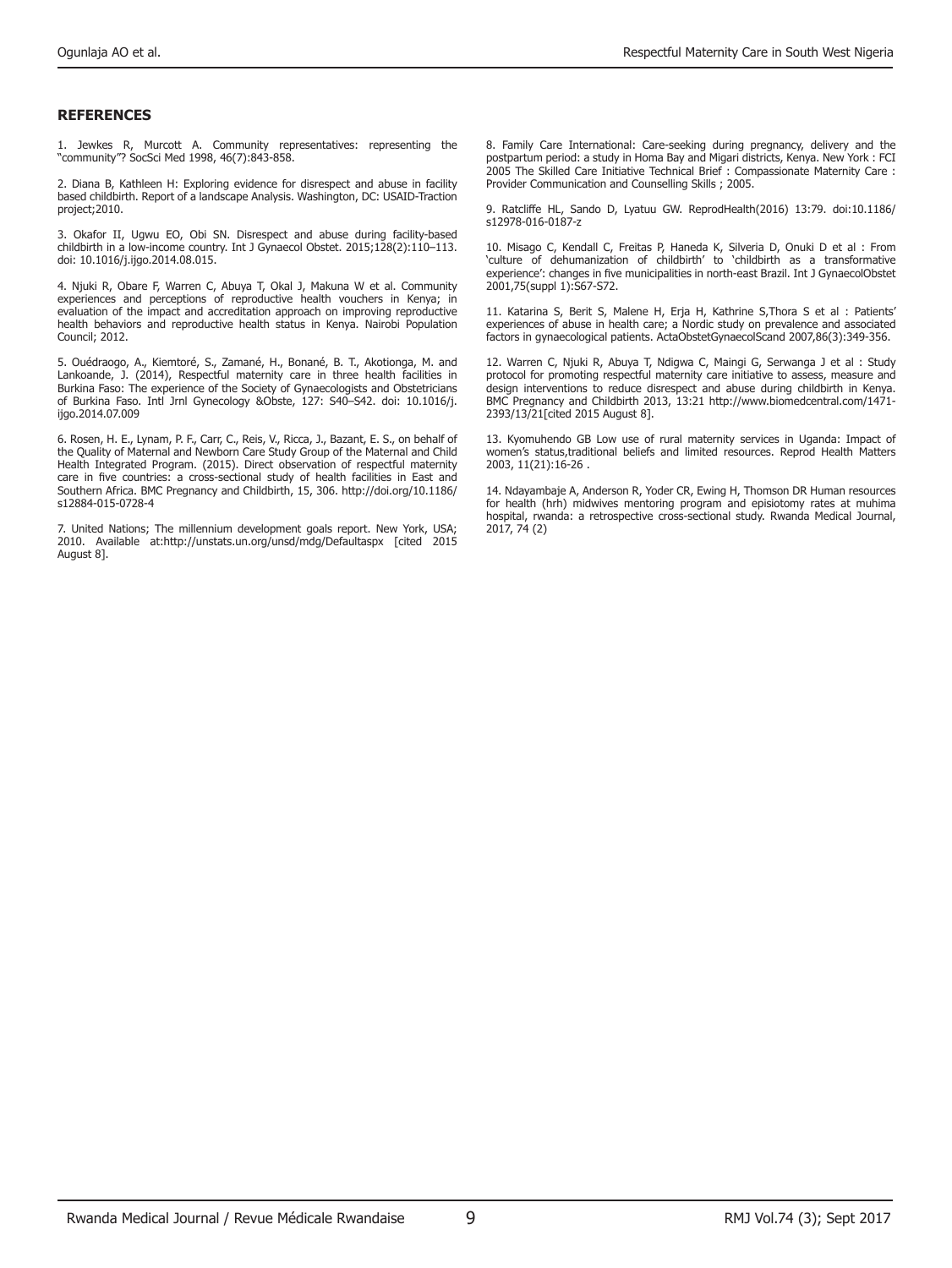## REFERENCES

1. Jewkes R, Murcott A. Community representatives: representing the "community"? SocSci Med 1998, 46(7):843-858.

2. Diana B, Kathleen H: Exploring evidence for disrespect and abuse in facility based childbirth. Report of a landscape Analysis. Washington, DC: USAID-Traction project;2010.

3. Okafor II, Ugwu EO, Obi SN. Disrespect and abuse during facility-based childbirth in a low-income country. Int J Gynaecol Obstet. 2015;128(2):110–113. doi: 10.1016/j.ijgo.2014.08.015.

4. Njuki R, Obare F, Warren C, Abuya T, Okal J, Makuna W et al. Community experiences and perceptions of reproductive health vouchers in Kenya; in evaluation of the impact and accreditation approach on improving reproductive health behaviors and reproductive health status in Kenya. Nairobi Population Council; 2012.

5. Ouédraogo, A., Kiemtoré, S., Zamané, H., Bonané, B. T., Akotionga, M. and Lankoande, J. (2014), Respectful maternity care in three health facilities in Burkina Faso: The experience of the Society of Gynaecologists and Obstetricians of Burkina Faso. Intl Jrnl Gynecology &Obste, 127: S40–S42. doi: 10.1016/j.ijgo.2014.07.009

6. Rosen, H. E., Lynam, P. F., Carr, C., Reis, V., Ricca, J., Bazant, E. S., on behalf of the Quality of Maternal and Newborn Care Study Group of the Maternal and Child Health Integrated Program. (2015). Direct observation of respectful maternity care in five countries: a cross-sectional study of health facilities in East and Southern Africa. BMC Pregnancy and Childbirth, 15, 306. http://doi.org/10.1186/s12884-015-0728-4

7. United Nations; The millennium development goals report. New York, USA; 2010. Available at:http://unstats.un.org/unsd/mdg/Defaultaspx [cited 2015 August 8].

8. Family Care International: Care-seeking during pregnancy, delivery and the postpartum period: a study in Homa Bay and Migari districts, Kenya. New York : FCI 2005 The Skilled Care Initiative Technical Brief : Compassionate Maternity Care : Provider Communication and Counselling Skills ; 2005.

9. Ratcliffe HL, Sando D, Lyatuu GW. ReprodHealth(2016) 13:79. doi:10.1186/s12978-016-0187-z

10. Misago C, Kendall C, Freitas P, Haneda K, Silveria D, Onuki D et al : From 'culture of dehumanization of childbirth' to 'childbirth as a transformative experience': changes in five municipalities in north-east Brazil. Int J GynaecolObstet 2001,75(suppl 1):S67-S72.

11. Katarina S, Berit S, Malene H, Erja H, Kathrine S,Thora S et al : Patients' experiences of abuse in health care; a Nordic study on prevalence and associated factors in gynaecological patients. ActaObstetGynaecolScand 2007,86(3):349-356.

12. Warren C, Njuki R, Abuya T, Ndigwa C, Maingi G, Serwanga J et al : Study protocol for promoting respectful maternity care initiative to assess, measure and design interventions to reduce disrespect and abuse during childbirth in Kenya. BMC Pregnancy and Childbirth 2013, 13:21 http://www.biomedcentral.com/1471-2393/13/21[cited 2015 August 8].

13. Kyomuhendo GB Low use of rural maternity services in Uganda: Impact of women's status,traditional beliefs and limited resources. Reprod Health Matters 2003, 11(21):16-26 .

14. Ndayambaje A, Anderson R, Yoder CR, Ewing H, Thomson DR Human resources for health (hrh) midwives mentoring program and episiotomy rates at muhima hospital, rwanda: a retrospective cross-sectional study. Rwanda Medical Journal, 2017, 74 (2)